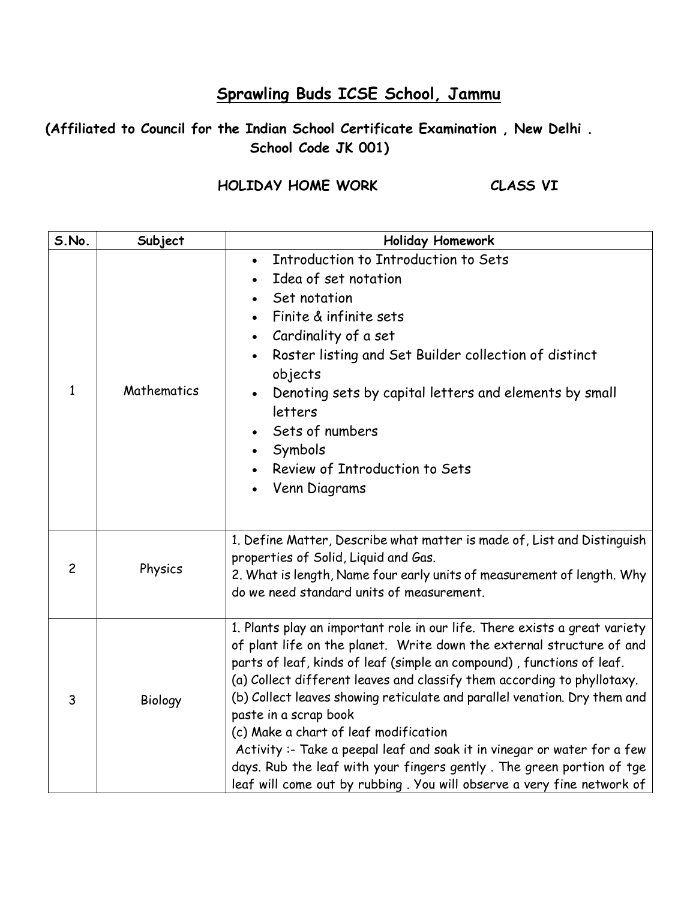# Sprawling Buds ICSE School, Jammu

**(Affiliated to Council for the Indian School Certificate Examination , New Delhi . School Code JK 001)**

**HOLIDAY HOME WORK CLASS VI**

| S.No. | Subject | Holiday Homework |
|---|---|---|
| 1 | Mathematics | • Introduction to Introduction to Sets<br>• Idea of set notation<br>• Set notation<br>• Finite & infinite sets<br>• Cardinality of a set<br>• Roster listing and Set Builder collection of distinct objects<br>• Denoting sets by capital letters and elements by small letters<br>• Sets of numbers<br>• Symbols<br>• Review of Introduction to Sets<br>• Venn Diagrams |
| 2 | Physics | 1. Define Matter, Describe what matter is made of, List and Distinguish properties of Solid, Liquid and Gas.<br>2. What is length, Name four early units of measurement of length. Why do we need standard units of measurement. |
| 3 | Biology | 1. Plants play an important role in our life. There exists a great variety of plant life on the planet. Write down the external structure of and parts of leaf, kinds of leaf (simple an compound) , functions of leaf.<br>(a) Collect different leaves and classify them according to phyllotaxy.<br>(b) Collect leaves showing reticulate and parallel venation. Dry them and paste in a scrap book<br>(c) Make a chart of leaf modification<br>Activity :- Take a peepal leaf and soak it in vinegar or water for a few days. Rub the leaf with your fingers gently . The green portion of tge leaf will come out by rubbing . You will observe a very fine network of |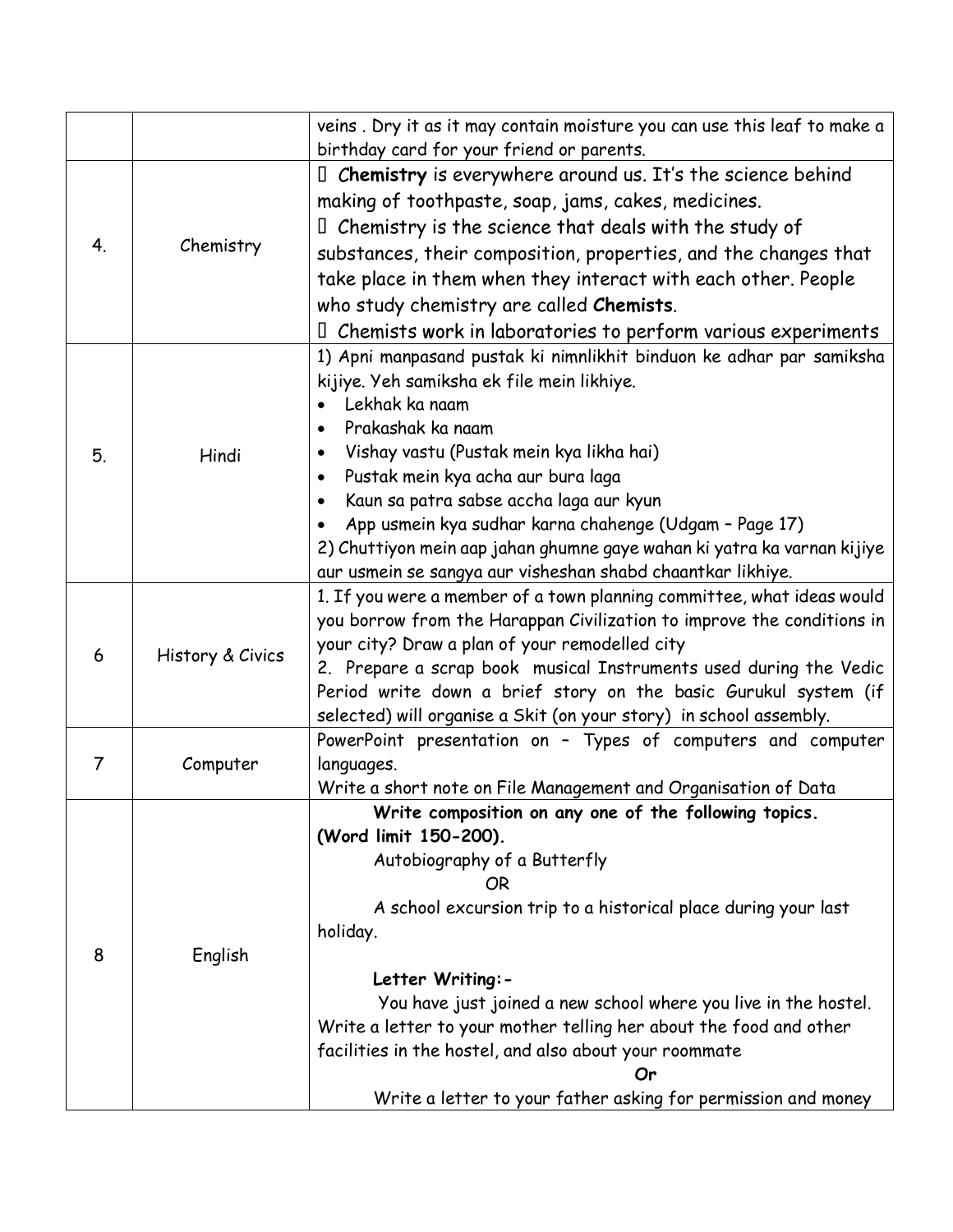| | | |
|---|---|---|
| | | veins . Dry it as it may contain moisture you can use this leaf to make a birthday card for your friend or parents. |
| 4. | Chemistry |  **Chemistry** is everywhere around us. It's the science behind making of toothpaste, soap, jams, cakes, medicines.<br> Chemistry is the science that deals with the study of substances, their composition, properties, and the changes that take place in them when they interact with each other. People who study chemistry are called **Chemists**.<br> Chemists work in laboratories to perform various experiments |
| 5. | Hindi | 1) Apni manpasand pustak ki nimnlikhit binduon ke adhar par samiksha kijiye. Yeh samiksha ek file mein likhiye.<br>• Lekhak ka naam<br>• Prakashak ka naam<br>• Vishay vastu (Pustak mein kya likha hai)<br>• Pustak mein kya acha aur bura laga<br>• Kaun sa patra sabse accha laga aur kyun<br>• App usmein kya sudhar karna chahenge (Udgam – Page 17)<br>2) Chuttiyon mein aap jahan ghumne gaye wahan ki yatra ka varnan kijiye aur usmein se sangya aur visheshan shabd chaantkar likhiye. |
| 6 | History & Civics | 1. If you were a member of a town planning committee, what ideas would you borrow from the Harappan Civilization to improve the conditions in your city? Draw a plan of your remodelled city<br>2. Prepare a scrap book musical Instruments used during the Vedic Period write down a brief story on the basic Gurukul system (if selected) will organise a Skit (on your story) in school assembly. |
| 7 | Computer | PowerPoint presentation on – Types of computers and computer languages.<br>Write a short note on File Management and Organisation of Data |
| 8 | English | **Write composition on any one of the following topics. (Word limit 150-200).**<br>Autobiography of a Butterfly<br>OR<br>A school excursion trip to a historical place during your last holiday.<br><br>**Letter Writing:-**<br>You have just joined a new school where you live in the hostel. Write a letter to your mother telling her about the food and other facilities in the hostel, and also about your roommate<br>**Or**<br>Write a letter to your father asking for permission and money |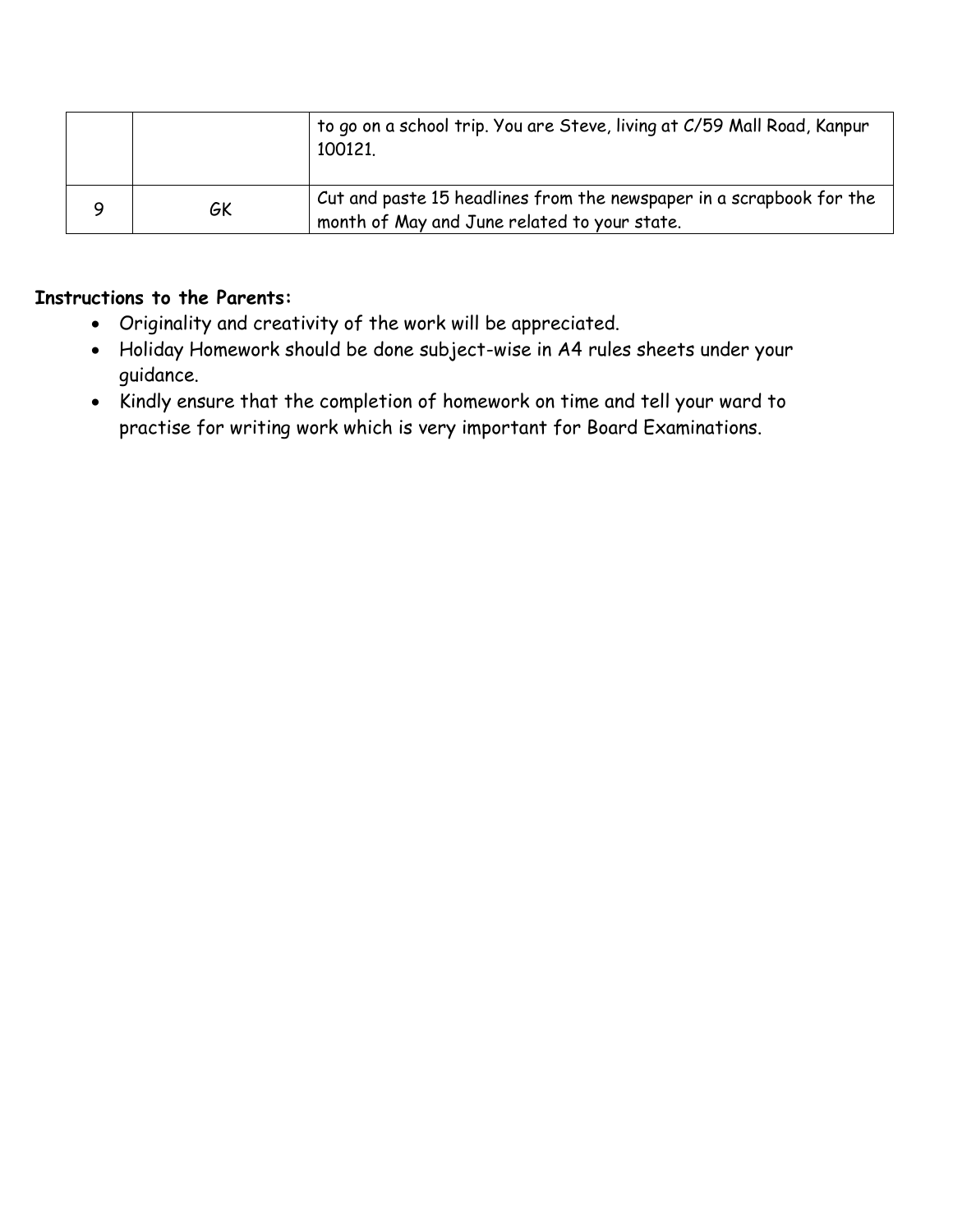|   |   |   |
|---|---|---|
|   |   | to go on a school trip. You are Steve, living at C/59 Mall Road, Kanpur 100121. |
| 9 | GK | Cut and paste 15 headlines from the newspaper in a scrapbook for the month of May and June related to your state. |

**Instructions to the Parents:**

- Originality and creativity of the work will be appreciated.
- Holiday Homework should be done subject-wise in A4 rules sheets under your guidance.
- Kindly ensure that the completion of homework on time and tell your ward to practise for writing work which is very important for Board Examinations.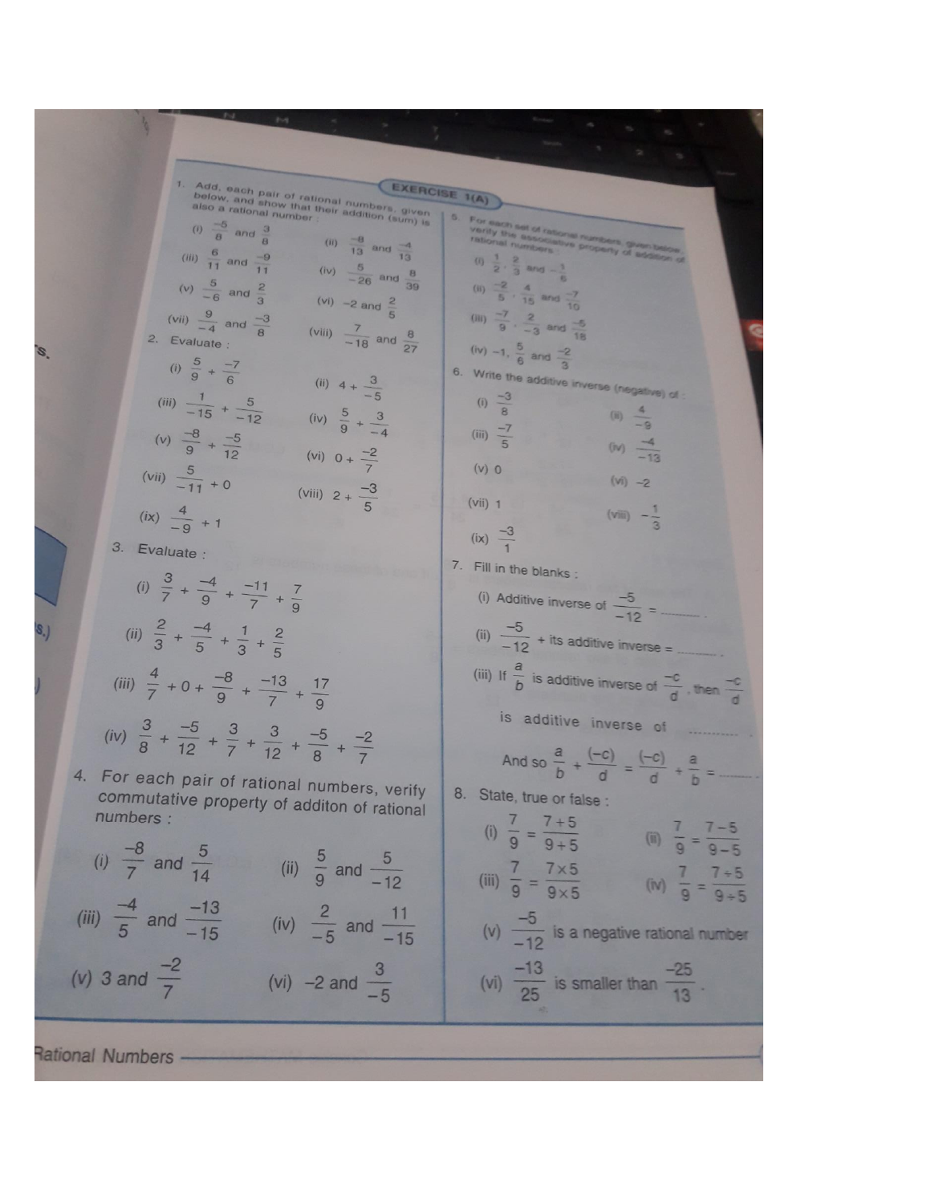## EXERCISE 1(A)

1. Add, each pair of rational numbers, given below, and show that their addition (sum) is also a rational number :

   (i) $\frac{-5}{8}$ and $\frac{3}{8}$ (ii) $\frac{-8}{13}$ and $\frac{-4}{13}$

   (iii) $\frac{6}{11}$ and $\frac{-9}{11}$ (iv) $\frac{5}{-26}$ and $\frac{8}{39}$

   (v) $\frac{5}{-6}$ and $\frac{2}{3}$ (vi) $-2$ and $\frac{2}{5}$

   (vii) $\frac{9}{-4}$ and $\frac{-3}{8}$ (viii) $\frac{7}{-18}$ and $\frac{8}{27}$

2. Evaluate :

   (i) $\frac{5}{9}+\frac{-7}{6}$ (ii) $4+\frac{3}{-5}$

   (iii) $\frac{1}{-15}+\frac{5}{-12}$ (iv) $\frac{5}{9}+\frac{3}{-4}$

   (v) $\frac{-8}{9}+\frac{-5}{12}$ (vi) $0+\frac{-2}{7}$

   (vii) $\frac{5}{-11}+0$ (viii) $2+\frac{-3}{5}$

   (ix) $\frac{4}{-9}+1$

3. Evaluate :

   (i) $\frac{3}{7}+\frac{-4}{9}+\frac{-11}{7}+\frac{7}{9}$

   (ii) $\frac{2}{3}+\frac{-4}{5}+\frac{1}{3}+\frac{2}{5}$

   (iii) $\frac{4}{7}+0+\frac{-8}{9}+\frac{-13}{7}+\frac{17}{9}$

   (iv) $\frac{3}{8}+\frac{-5}{12}+\frac{3}{7}+\frac{3}{12}+\frac{-5}{8}+\frac{-2}{7}$

4. For each pair of rational numbers, verify commutative property of additon of rational numbers :

   (i) $\frac{-8}{7}$ and $\frac{5}{14}$ (ii) $\frac{5}{9}$ and $\frac{5}{-12}$

   (iii) $\frac{-4}{5}$ and $\frac{-13}{-15}$ (iv) $\frac{2}{-5}$ and $\frac{11}{-15}$

   (v) 3 and $\frac{-2}{7}$ (vi) $-2$ and $\frac{3}{-5}$

5. For each set of rational numbers, given below, verify the associative property of addition of rational numbers :

   (i) $\frac{1}{2}, \frac{2}{3}$ and $-\frac{1}{6}$

   (ii) $\frac{-2}{5}, \frac{4}{15}$ and $\frac{-7}{10}$

   (iii) $\frac{-7}{9}, \frac{2}{-3}$ and $\frac{-5}{18}$

   (iv) $-1, \frac{5}{6}$ and $\frac{-2}{3}$

6. Write the additive inverse (negative) of :

   (i) $\frac{-3}{8}$ (ii) $\frac{4}{-9}$

   (iii) $\frac{-7}{5}$ (iv) $\frac{-4}{-13}$

   (v) 0 (vi) $-2$

   (vii) 1 (viii) $-\frac{1}{3}$

   (ix) $\frac{-3}{1}$

7. Fill in the blanks :

   (i) Additive inverse of $\frac{-5}{-12}$ = .........

   (ii) $\frac{-5}{-12}$ + its additive inverse = .........

   (iii) If $\frac{a}{b}$ is additive inverse of $\frac{-c}{d}$, then $\frac{-c}{d}$ is additive inverse of .........

   And so $\frac{a}{b}+\frac{(-c)}{d}=\frac{(-c)}{d}+\frac{a}{b}=$ .........

8. State, true or false :

   (i) $\frac{7}{9}=\frac{7+5}{9+5}$ (ii) $\frac{7}{9}=\frac{7-5}{9-5}$

   (iii) $\frac{7}{9}=\frac{7\times5}{9\times5}$ (iv) $\frac{7}{9}=\frac{7\div5}{9\div5}$

   (v) $\frac{-5}{-12}$ is a negative rational number

   (vi) $\frac{-13}{25}$ is smaller than $\frac{-25}{13}$.